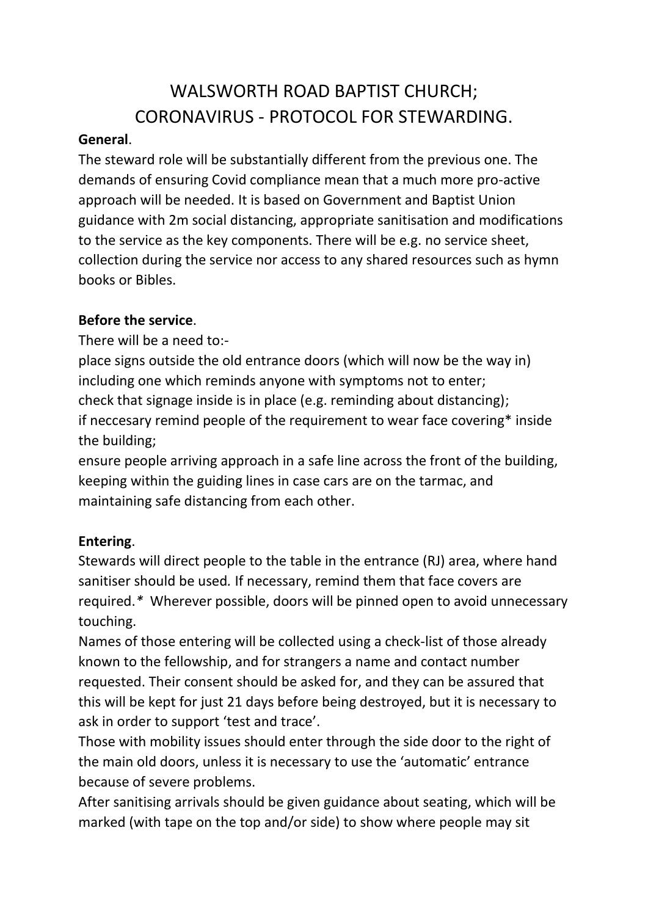# WALSWORTH ROAD BAPTIST CHURCH;
# CORONAVIRUS - PROTOCOL FOR STEWARDING.

**General**.

The steward role will be substantially different from the previous one. The demands of ensuring Covid compliance mean that a much more pro-active approach will be needed. It is based on Government and Baptist Union guidance with 2m social distancing, appropriate sanitisation and modifications to the service as the key components. There will be e.g. no service sheet, collection during the service nor access to any shared resources such as hymn books or Bibles.

**Before the service**.

There will be a need to:-

place signs outside the old entrance doors (which will now be the way in) including one which reminds anyone with symptoms not to enter;
check that signage inside is in place (e.g. reminding about distancing);
if neccesary remind people of the requirement to wear face covering* inside the building;
ensure people arriving approach in a safe line across the front of the building, keeping within the guiding lines in case cars are on the tarmac, and maintaining safe distancing from each other.

**Entering**.

Stewards will direct people to the table in the entrance (RJ) area, where hand sanitiser should be used. If necessary, remind them that face covers are required.* Wherever possible, doors will be pinned open to avoid unnecessary touching.

Names of those entering will be collected using a check-list of those already known to the fellowship, and for strangers a name and contact number requested. Their consent should be asked for, and they can be assured that this will be kept for just 21 days before being destroyed, but it is necessary to ask in order to support 'test and trace'.

Those with mobility issues should enter through the side door to the right of the main old doors, unless it is necessary to use the 'automatic' entrance because of severe problems.

After sanitising arrivals should be given guidance about seating, which will be marked (with tape on the top and/or side) to show where people may sit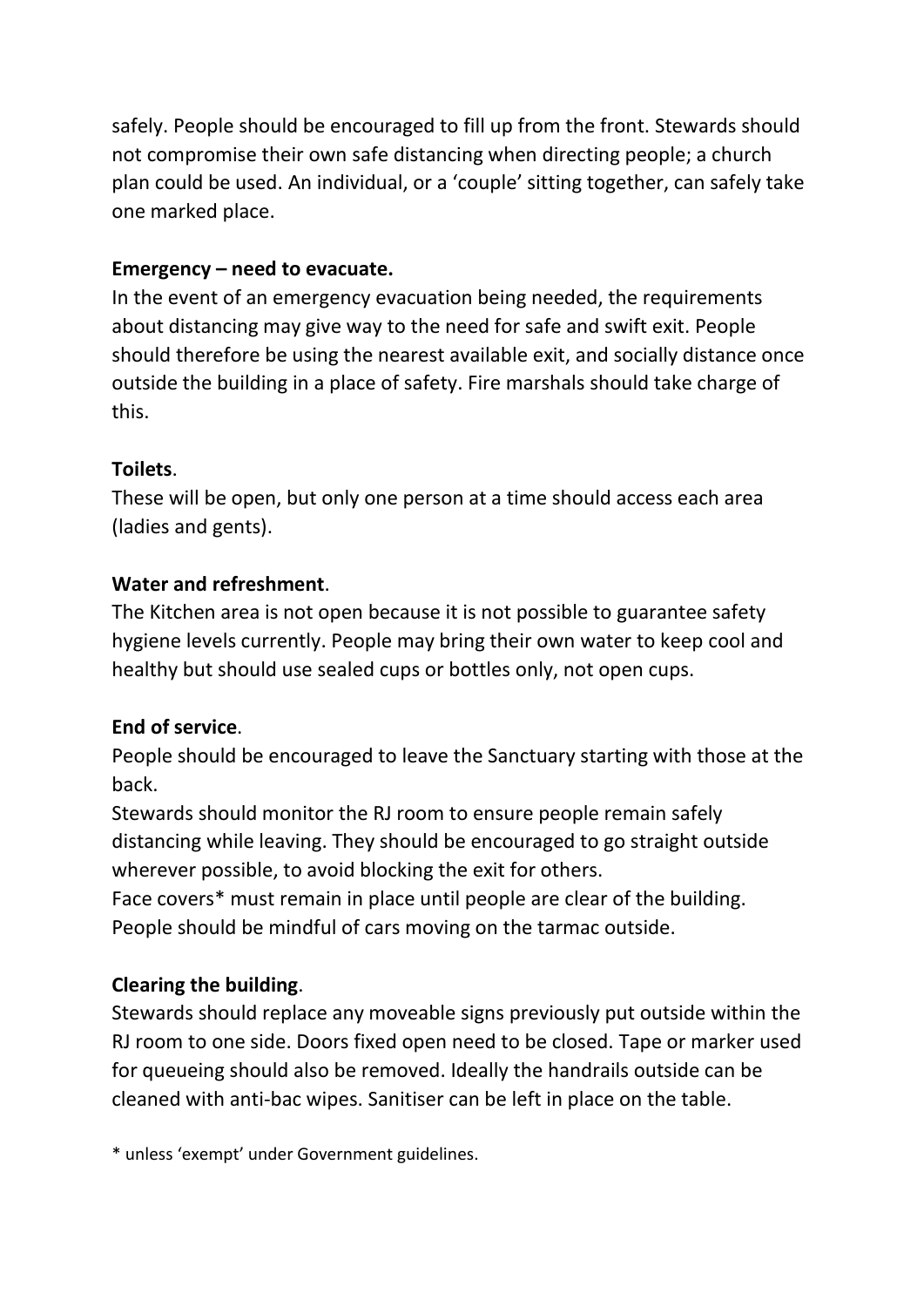safely. People should be encouraged to fill up from the front. Stewards should not compromise their own safe distancing when directing people; a church plan could be used. An individual, or a 'couple' sitting together, can safely take one marked place.

**Emergency – need to evacuate.**
In the event of an emergency evacuation being needed, the requirements about distancing may give way to the need for safe and swift exit. People should therefore be using the nearest available exit, and socially distance once outside the building in a place of safety. Fire marshals should take charge of this.

**Toilets**.
These will be open, but only one person at a time should access each area (ladies and gents).

**Water and refreshment**.
The Kitchen area is not open because it is not possible to guarantee safety hygiene levels currently. People may bring their own water to keep cool and healthy but should use sealed cups or bottles only, not open cups.

**End of service**.
People should be encouraged to leave the Sanctuary starting with those at the back.
Stewards should monitor the RJ room to ensure people remain safely distancing while leaving. They should be encouraged to go straight outside wherever possible, to avoid blocking the exit for others.
Face covers* must remain in place until people are clear of the building.
People should be mindful of cars moving on the tarmac outside.

**Clearing the building**.
Stewards should replace any moveable signs previously put outside within the RJ room to one side. Doors fixed open need to be closed. Tape or marker used for queueing should also be removed. Ideally the handrails outside can be cleaned with anti-bac wipes. Sanitiser can be left in place on the table.

* unless 'exempt' under Government guidelines.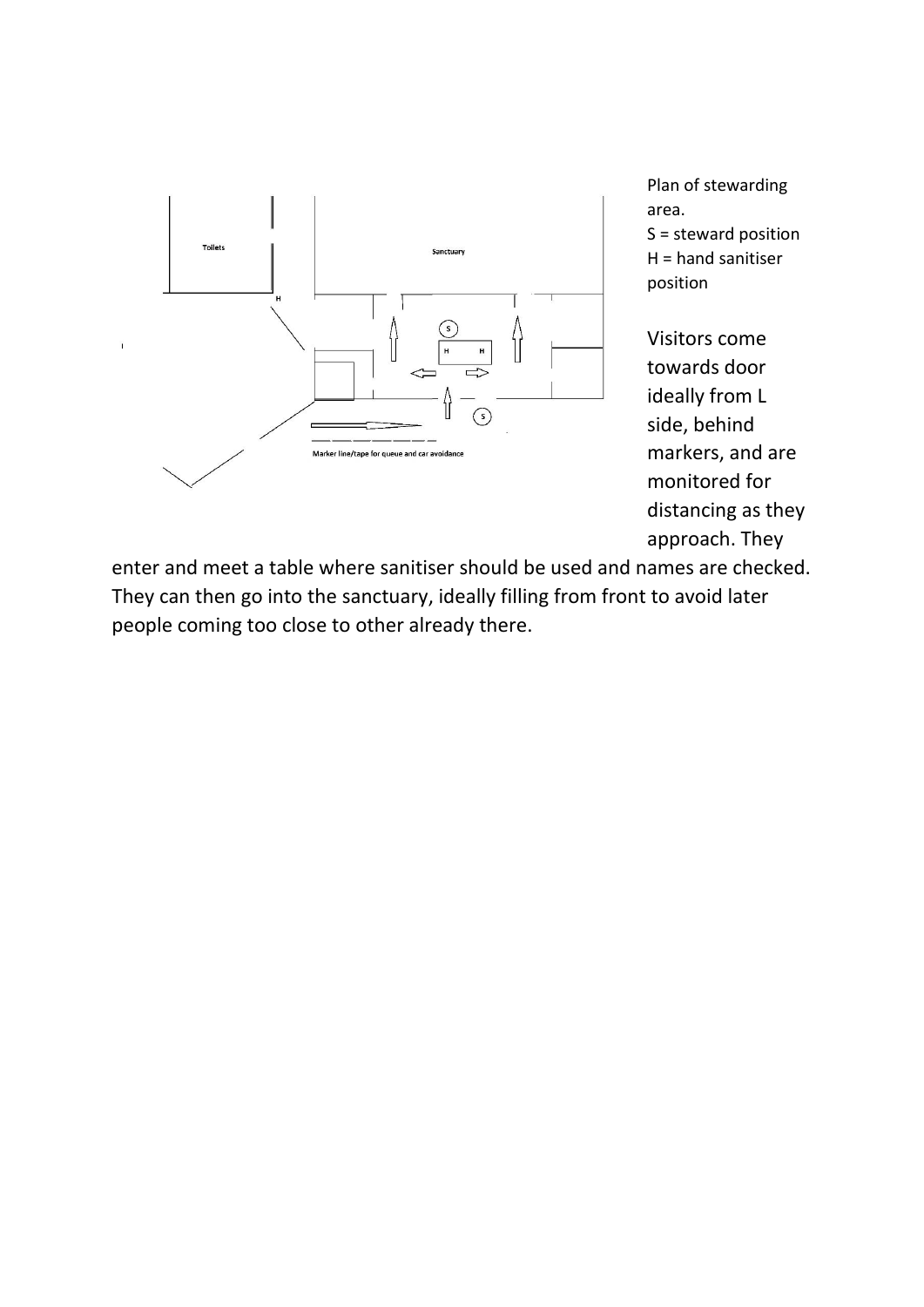Toilets

Sanctuary

H

S

H H

S

Marker line/tape for queue and car avoidance

Plan of stewarding area.
S = steward position
H = hand sanitiser position

Visitors come towards door ideally from L side, behind markers, and are monitored for distancing as they approach. They enter and meet a table where sanitiser should be used and names are checked. They can then go into the sanctuary, ideally filling from front to avoid later people coming too close to other already there.